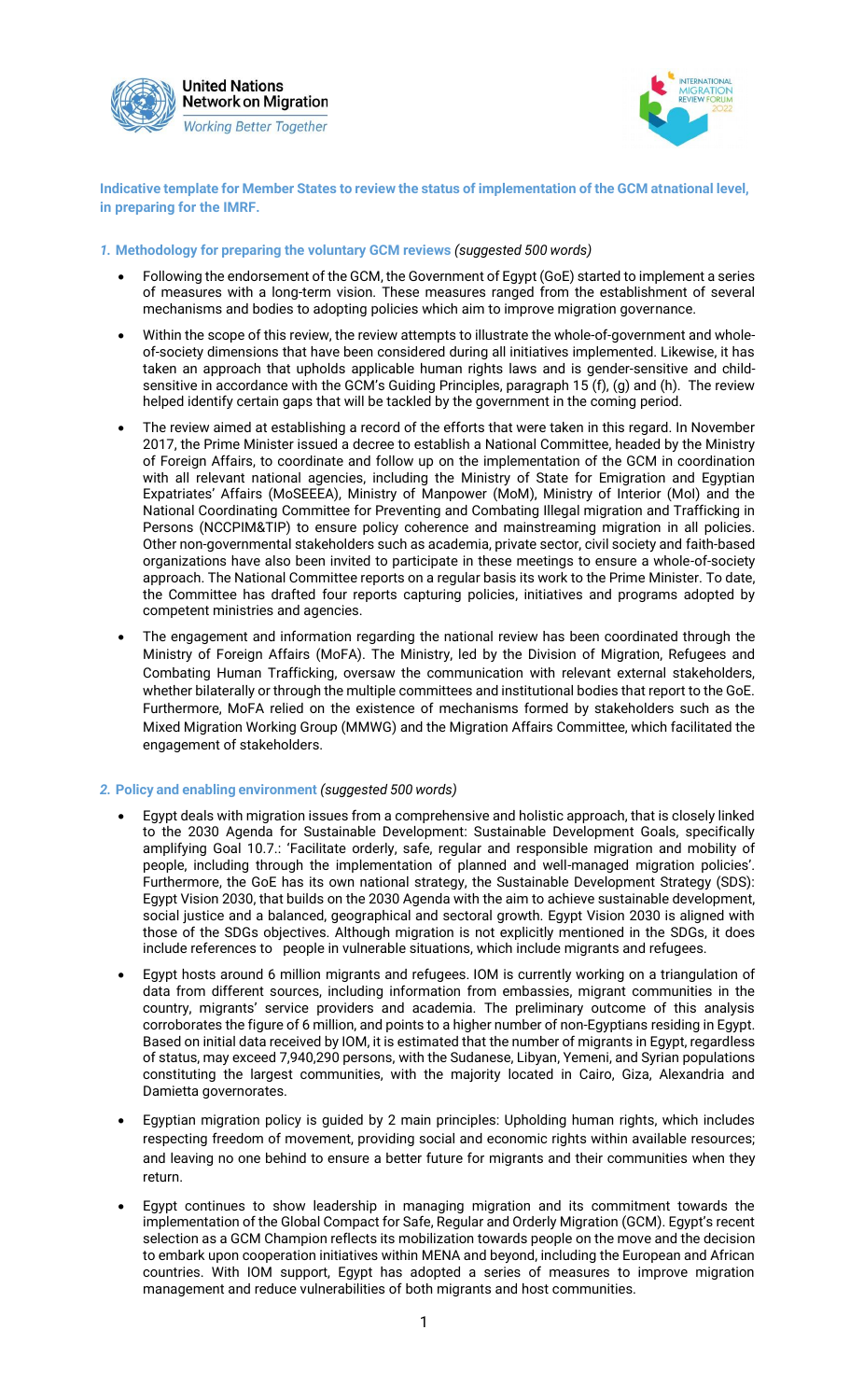**Indicative template for Member States to review the status of implementation of the GCM atnational level, in preparing for the IMRF.**

## *1.* Methodology for preparing the voluntary GCM reviews *(suggested 500 words)*

- Following the endorsement of the GCM, the Government of Egypt (GoE) started to implement a series of measures with a long-term vision. These measures ranged from the establishment of several mechanisms and bodies to adopting policies which aim to improve migration governance.
- Within the scope of this review, the review attempts to illustrate the whole-of-government and whole-of-society dimensions that have been considered during all initiatives implemented. Likewise, it has taken an approach that upholds applicable human rights laws and is gender-sensitive and child-sensitive in accordance with the GCM's Guiding Principles, paragraph 15 (f), (g) and (h). The review helped identify certain gaps that will be tackled by the government in the coming period.
- The review aimed at establishing a record of the efforts that were taken in this regard. In November 2017, the Prime Minister issued a decree to establish a National Committee, headed by the Ministry of Foreign Affairs, to coordinate and follow up on the implementation of the GCM in coordination with all relevant national agencies, including the Ministry of State for Emigration and Egyptian Expatriates' Affairs (MoSEEEA), Ministry of Manpower (MoM), Ministry of Interior (MoI) and the National Coordinating Committee for Preventing and Combating Illegal migration and Trafficking in Persons (NCCPIM&TIP) to ensure policy coherence and mainstreaming migration in all policies. Other non-governmental stakeholders such as academia, private sector, civil society and faith-based organizations have also been invited to participate in these meetings to ensure a whole-of-society approach. The National Committee reports on a regular basis its work to the Prime Minister. To date, the Committee has drafted four reports capturing policies, initiatives and programs adopted by competent ministries and agencies.
- The engagement and information regarding the national review has been coordinated through the Ministry of Foreign Affairs (MoFA). The Ministry, led by the Division of Migration, Refugees and Combating Human Trafficking, oversaw the communication with relevant external stakeholders, whether bilaterally or through the multiple committees and institutional bodies that report to the GoE. Furthermore, MoFA relied on the existence of mechanisms formed by stakeholders such as the Mixed Migration Working Group (MMWG) and the Migration Affairs Committee, which facilitated the engagement of stakeholders.

## *2.* Policy and enabling environment *(suggested 500 words)*

- Egypt deals with migration issues from a comprehensive and holistic approach, that is closely linked to the 2030 Agenda for Sustainable Development: Sustainable Development Goals, specifically amplifying Goal 10.7.: 'Facilitate orderly, safe, regular and responsible migration and mobility of people, including through the implementation of planned and well-managed migration policies'. Furthermore, the GoE has its own national strategy, the Sustainable Development Strategy (SDS): Egypt Vision 2030, that builds on the 2030 Agenda with the aim to achieve sustainable development, social justice and a balanced, geographical and sectoral growth. Egypt Vision 2030 is aligned with those of the SDGs objectives. Although migration is not explicitly mentioned in the SDGs, it does include references to people in vulnerable situations, which include migrants and refugees.
- Egypt hosts around 6 million migrants and refugees. IOM is currently working on a triangulation of data from different sources, including information from embassies, migrant communities in the country, migrants' service providers and academia. The preliminary outcome of this analysis corroborates the figure of 6 million, and points to a higher number of non-Egyptians residing in Egypt. Based on initial data received by IOM, it is estimated that the number of migrants in Egypt, regardless of status, may exceed 7,940,290 persons, with the Sudanese, Libyan, Yemeni, and Syrian populations constituting the largest communities, with the majority located in Cairo, Giza, Alexandria and Damietta governorates.
- Egyptian migration policy is guided by 2 main principles: Upholding human rights, which includes respecting freedom of movement, providing social and economic rights within available resources; and leaving no one behind to ensure a better future for migrants and their communities when they return.
- Egypt continues to show leadership in managing migration and its commitment towards the implementation of the Global Compact for Safe, Regular and Orderly Migration (GCM). Egypt's recent selection as a GCM Champion reflects its mobilization towards people on the move and the decision to embark upon cooperation initiatives within MENA and beyond, including the European and African countries. With IOM support, Egypt has adopted a series of measures to improve migration management and reduce vulnerabilities of both migrants and host communities.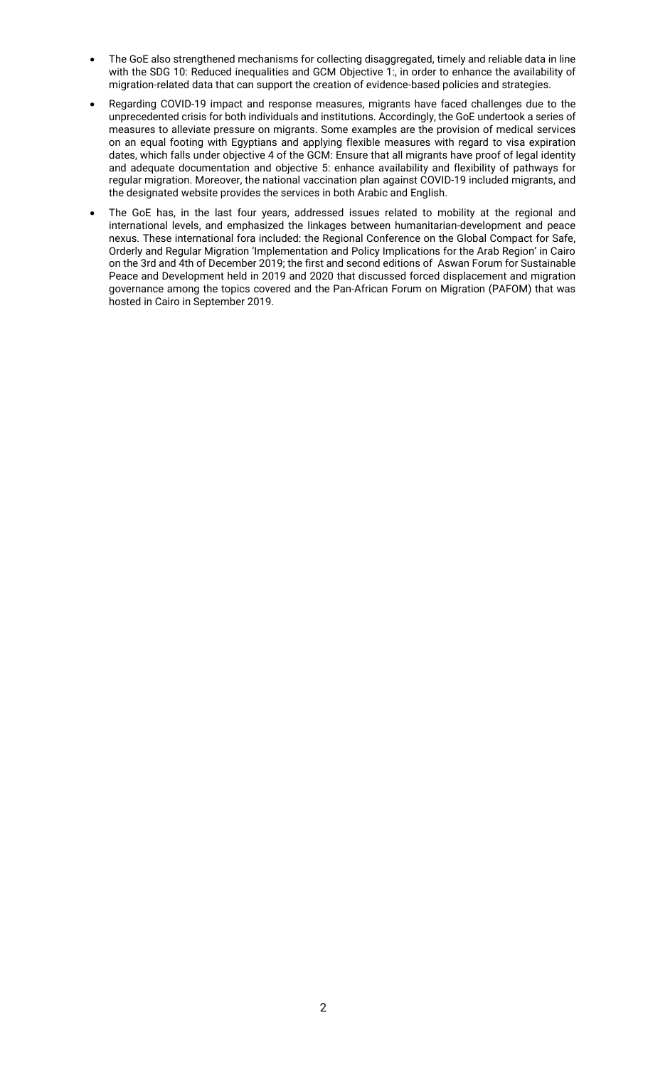- The GoE also strengthened mechanisms for collecting disaggregated, timely and reliable data in line with the SDG 10: Reduced inequalities and GCM Objective 1:, in order to enhance the availability of migration-related data that can support the creation of evidence-based policies and strategies.
- Regarding COVID-19 impact and response measures, migrants have faced challenges due to the unprecedented crisis for both individuals and institutions. Accordingly, the GoE undertook a series of measures to alleviate pressure on migrants. Some examples are the provision of medical services on an equal footing with Egyptians and applying flexible measures with regard to visa expiration dates, which falls under objective 4 of the GCM: Ensure that all migrants have proof of legal identity and adequate documentation and objective 5: enhance availability and flexibility of pathways for regular migration. Moreover, the national vaccination plan against COVID-19 included migrants, and the designated website provides the services in both Arabic and English.
- The GoE has, in the last four years, addressed issues related to mobility at the regional and international levels, and emphasized the linkages between humanitarian-development and peace nexus. These international fora included: the Regional Conference on the Global Compact for Safe, Orderly and Regular Migration 'Implementation and Policy Implications for the Arab Region' in Cairo on the 3rd and 4th of December 2019; the first and second editions of Aswan Forum for Sustainable Peace and Development held in 2019 and 2020 that discussed forced displacement and migration governance among the topics covered and the Pan-African Forum on Migration (PAFOM) that was hosted in Cairo in September 2019.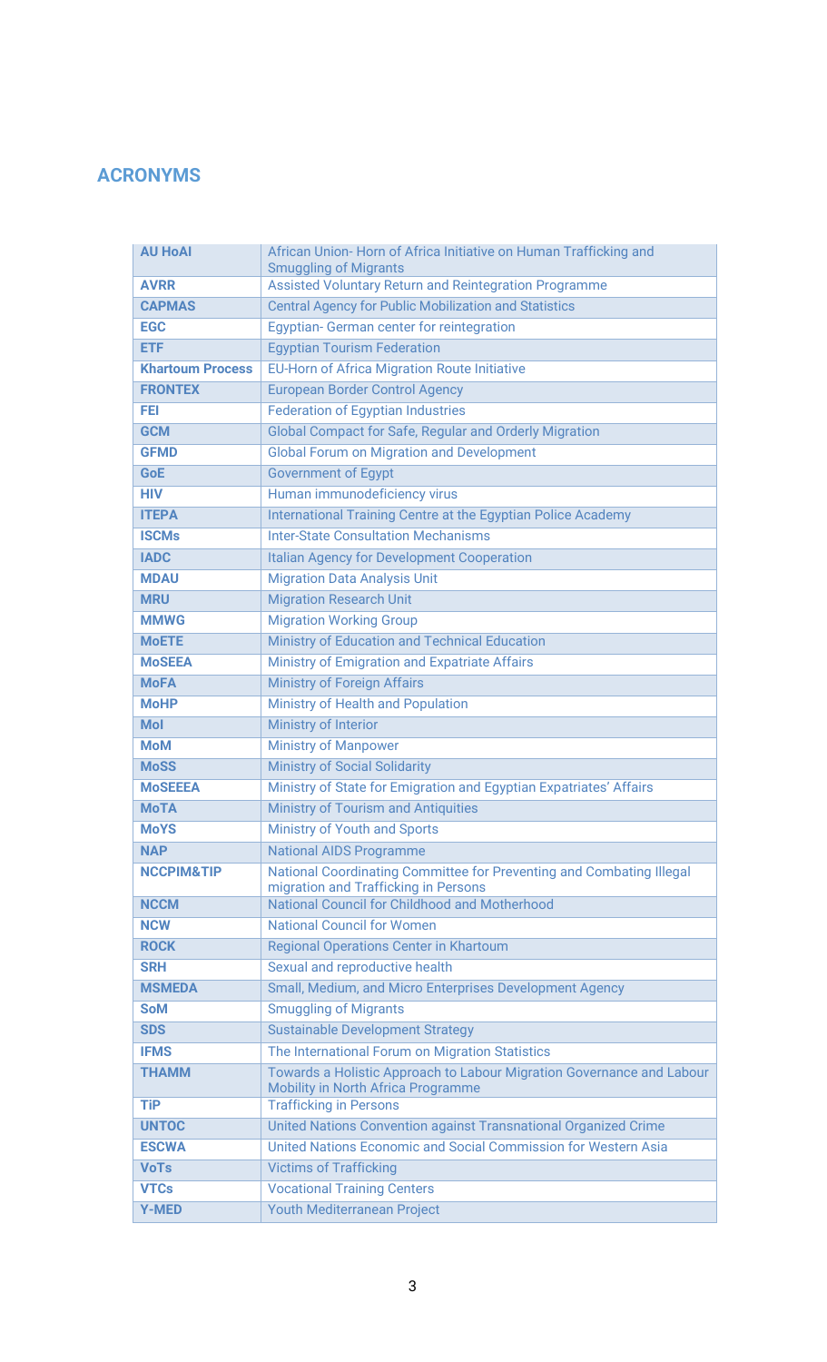## ACRONYMS

| | |
|---|---|
| **AU HoAI** | African Union- Horn of Africa Initiative on Human Trafficking and Smuggling of Migrants |
| **AVRR** | Assisted Voluntary Return and Reintegration Programme |
| **CAPMAS** | Central Agency for Public Mobilization and Statistics |
| **EGC** | Egyptian- German center for reintegration |
| **ETF** | Egyptian Tourism Federation |
| **Khartoum Process** | EU-Horn of Africa Migration Route Initiative |
| **FRONTEX** | European Border Control Agency |
| **FEI** | Federation of Egyptian Industries |
| **GCM** | Global Compact for Safe, Regular and Orderly Migration |
| **GFMD** | Global Forum on Migration and Development |
| **GoE** | Government of Egypt |
| **HIV** | Human immunodeficiency virus |
| **ITEPA** | International Training Centre at the Egyptian Police Academy |
| **ISCMs** | Inter-State Consultation Mechanisms |
| **IADC** | Italian Agency for Development Cooperation |
| **MDAU** | Migration Data Analysis Unit |
| **MRU** | Migration Research Unit |
| **MMWG** | Migration Working Group |
| **MoETE** | Ministry of Education and Technical Education |
| **MoSEEA** | Ministry of Emigration and Expatriate Affairs |
| **MoFA** | Ministry of Foreign Affairs |
| **MoHP** | Ministry of Health and Population |
| **MoI** | Ministry of Interior |
| **MoM** | Ministry of Manpower |
| **MoSS** | Ministry of Social Solidarity |
| **MoSEEEA** | Ministry of State for Emigration and Egyptian Expatriates' Affairs |
| **MoTA** | Ministry of Tourism and Antiquities |
| **MoYS** | Ministry of Youth and Sports |
| **NAP** | National AIDS Programme |
| **NCCPIM&TIP** | National Coordinating Committee for Preventing and Combating Illegal migration and Trafficking in Persons |
| **NCCM** | National Council for Childhood and Motherhood |
| **NCW** | National Council for Women |
| **ROCK** | Regional Operations Center in Khartoum |
| **SRH** | Sexual and reproductive health |
| **MSMEDA** | Small, Medium, and Micro Enterprises Development Agency |
| **SoM** | Smuggling of Migrants |
| **SDS** | Sustainable Development Strategy |
| **IFMS** | The International Forum on Migration Statistics |
| **THAMM** | Towards a Holistic Approach to Labour Migration Governance and Labour Mobility in North Africa Programme |
| **TiP** | Trafficking in Persons |
| **UNTOC** | United Nations Convention against Transnational Organized Crime |
| **ESCWA** | United Nations Economic and Social Commission for Western Asia |
| **VoTs** | Victims of Trafficking |
| **VTCs** | Vocational Training Centers |
| **Y-MED** | Youth Mediterranean Project |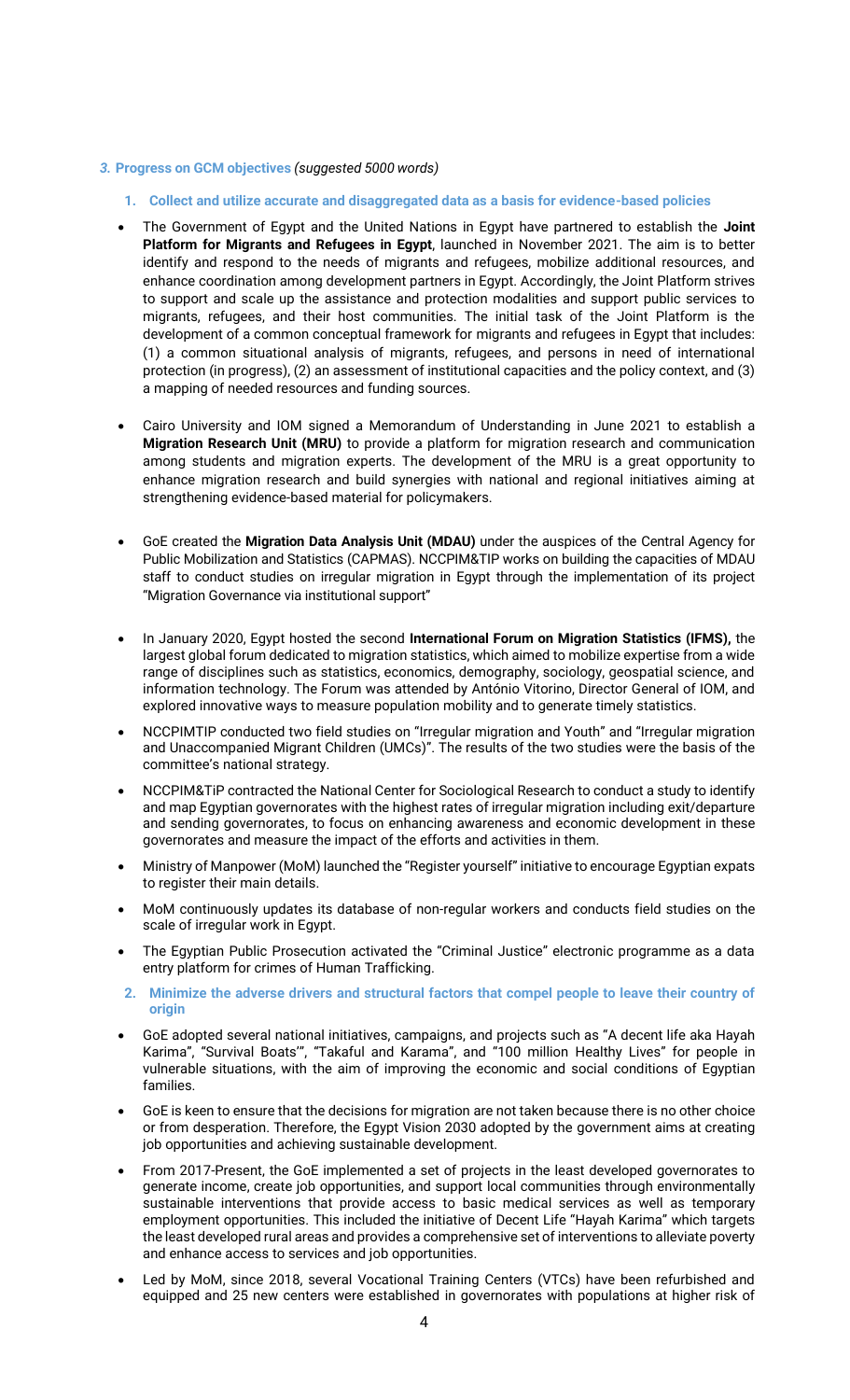## 3. Progress on GCM objectives *(suggested 5000 words)*

### 1. Collect and utilize accurate and disaggregated data as a basis for evidence-based policies

- The Government of Egypt and the United Nations in Egypt have partnered to establish the **Joint Platform for Migrants and Refugees in Egypt**, launched in November 2021. The aim is to better identify and respond to the needs of migrants and refugees, mobilize additional resources, and enhance coordination among development partners in Egypt. Accordingly, the Joint Platform strives to support and scale up the assistance and protection modalities and support public services to migrants, refugees, and their host communities. The initial task of the Joint Platform is the development of a common conceptual framework for migrants and refugees in Egypt that includes: (1) a common situational analysis of migrants, refugees, and persons in need of international protection (in progress), (2) an assessment of institutional capacities and the policy context, and (3) a mapping of needed resources and funding sources.

- Cairo University and IOM signed a Memorandum of Understanding in June 2021 to establish a **Migration Research Unit (MRU)** to provide a platform for migration research and communication among students and migration experts. The development of the MRU is a great opportunity to enhance migration research and build synergies with national and regional initiatives aiming at strengthening evidence-based material for policymakers.

- GoE created the **Migration Data Analysis Unit (MDAU)** under the auspices of the Central Agency for Public Mobilization and Statistics (CAPMAS). NCCPIM&TIP works on building the capacities of MDAU staff to conduct studies on irregular migration in Egypt through the implementation of its project "Migration Governance via institutional support"

- In January 2020, Egypt hosted the second **International Forum on Migration Statistics (IFMS),** the largest global forum dedicated to migration statistics, which aimed to mobilize expertise from a wide range of disciplines such as statistics, economics, demography, sociology, geospatial science, and information technology. The Forum was attended by António Vitorino, Director General of IOM, and explored innovative ways to measure population mobility and to generate timely statistics.

- NCCPIMTIP conducted two field studies on "Irregular migration and Youth" and "Irregular migration and Unaccompanied Migrant Children (UMCs)". The results of the two studies were the basis of the committee's national strategy.

- NCCPIM&TiP contracted the National Center for Sociological Research to conduct a study to identify and map Egyptian governorates with the highest rates of irregular migration including exit/departure and sending governorates, to focus on enhancing awareness and economic development in these governorates and measure the impact of the efforts and activities in them.

- Ministry of Manpower (MoM) launched the "Register yourself" initiative to encourage Egyptian expats to register their main details.

- MoM continuously updates its database of non-regular workers and conducts field studies on the scale of irregular work in Egypt.

- The Egyptian Public Prosecution activated the "Criminal Justice" electronic programme as a data entry platform for crimes of Human Trafficking.

### 2. Minimize the adverse drivers and structural factors that compel people to leave their country of origin

- GoE adopted several national initiatives, campaigns, and projects such as "A decent life aka Hayah Karima", "Survival Boats'", "Takaful and Karama", and "100 million Healthy Lives" for people in vulnerable situations, with the aim of improving the economic and social conditions of Egyptian families.

- GoE is keen to ensure that the decisions for migration are not taken because there is no other choice or from desperation. Therefore, the Egypt Vision 2030 adopted by the government aims at creating job opportunities and achieving sustainable development.

- From 2017-Present, the GoE implemented a set of projects in the least developed governorates to generate income, create job opportunities, and support local communities through environmentally sustainable interventions that provide access to basic medical services as well as temporary employment opportunities. This included the initiative of Decent Life "Hayah Karima" which targets the least developed rural areas and provides a comprehensive set of interventions to alleviate poverty and enhance access to services and job opportunities.

- Led by MoM, since 2018, several Vocational Training Centers (VTCs) have been refurbished and equipped and 25 new centers were established in governorates with populations at higher risk of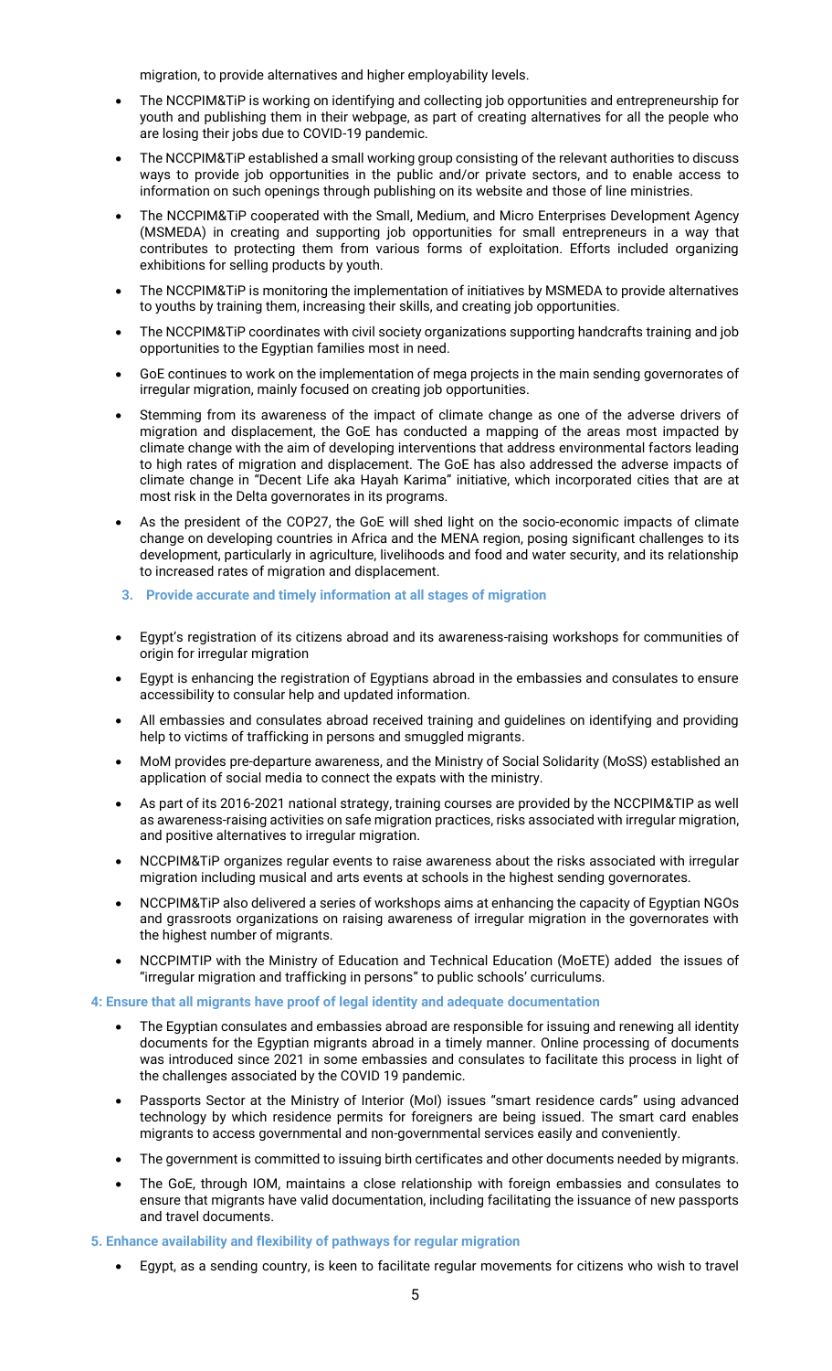migration, to provide alternatives and higher employability levels.

- The NCCPIM&TiP is working on identifying and collecting job opportunities and entrepreneurship for youth and publishing them in their webpage, as part of creating alternatives for all the people who are losing their jobs due to COVID-19 pandemic.
- The NCCPIM&TiP established a small working group consisting of the relevant authorities to discuss ways to provide job opportunities in the public and/or private sectors, and to enable access to information on such openings through publishing on its website and those of line ministries.
- The NCCPIM&TiP cooperated with the Small, Medium, and Micro Enterprises Development Agency (MSMEDA) in creating and supporting job opportunities for small entrepreneurs in a way that contributes to protecting them from various forms of exploitation. Efforts included organizing exhibitions for selling products by youth.
- The NCCPIM&TiP is monitoring the implementation of initiatives by MSMEDA to provide alternatives to youths by training them, increasing their skills, and creating job opportunities.
- The NCCPIM&TiP coordinates with civil society organizations supporting handcrafts training and job opportunities to the Egyptian families most in need.
- GoE continues to work on the implementation of mega projects in the main sending governorates of irregular migration, mainly focused on creating job opportunities.
- Stemming from its awareness of the impact of climate change as one of the adverse drivers of migration and displacement, the GoE has conducted a mapping of the areas most impacted by climate change with the aim of developing interventions that address environmental factors leading to high rates of migration and displacement. The GoE has also addressed the adverse impacts of climate change in "Decent Life aka Hayah Karima" initiative, which incorporated cities that are at most risk in the Delta governorates in its programs.
- As the president of the COP27, the GoE will shed light on the socio-economic impacts of climate change on developing countries in Africa and the MENA region, posing significant challenges to its development, particularly in agriculture, livelihoods and food and water security, and its relationship to increased rates of migration and displacement.

### 3. Provide accurate and timely information at all stages of migration

- Egypt's registration of its citizens abroad and its awareness-raising workshops for communities of origin for irregular migration
- Egypt is enhancing the registration of Egyptians abroad in the embassies and consulates to ensure accessibility to consular help and updated information.
- All embassies and consulates abroad received training and guidelines on identifying and providing help to victims of trafficking in persons and smuggled migrants.
- MoM provides pre-departure awareness, and the Ministry of Social Solidarity (MoSS) established an application of social media to connect the expats with the ministry.
- As part of its 2016-2021 national strategy, training courses are provided by the NCCPIM&TIP as well as awareness-raising activities on safe migration practices, risks associated with irregular migration, and positive alternatives to irregular migration.
- NCCPIM&TiP organizes regular events to raise awareness about the risks associated with irregular migration including musical and arts events at schools in the highest sending governorates.
- NCCPIM&TiP also delivered a series of workshops aims at enhancing the capacity of Egyptian NGOs and grassroots organizations on raising awareness of irregular migration in the governorates with the highest number of migrants.
- NCCPIMTIP with the Ministry of Education and Technical Education (MoETE) added the issues of "irregular migration and trafficking in persons" to public schools' curriculums.

### 4: Ensure that all migrants have proof of legal identity and adequate documentation

- The Egyptian consulates and embassies abroad are responsible for issuing and renewing all identity documents for the Egyptian migrants abroad in a timely manner. Online processing of documents was introduced since 2021 in some embassies and consulates to facilitate this process in light of the challenges associated by the COVID 19 pandemic.
- Passports Sector at the Ministry of Interior (MoI) issues "smart residence cards" using advanced technology by which residence permits for foreigners are being issued. The smart card enables migrants to access governmental and non-governmental services easily and conveniently.
- The government is committed to issuing birth certificates and other documents needed by migrants.
- The GoE, through IOM, maintains a close relationship with foreign embassies and consulates to ensure that migrants have valid documentation, including facilitating the issuance of new passports and travel documents.

### 5. Enhance availability and flexibility of pathways for regular migration

- Egypt, as a sending country, is keen to facilitate regular movements for citizens who wish to travel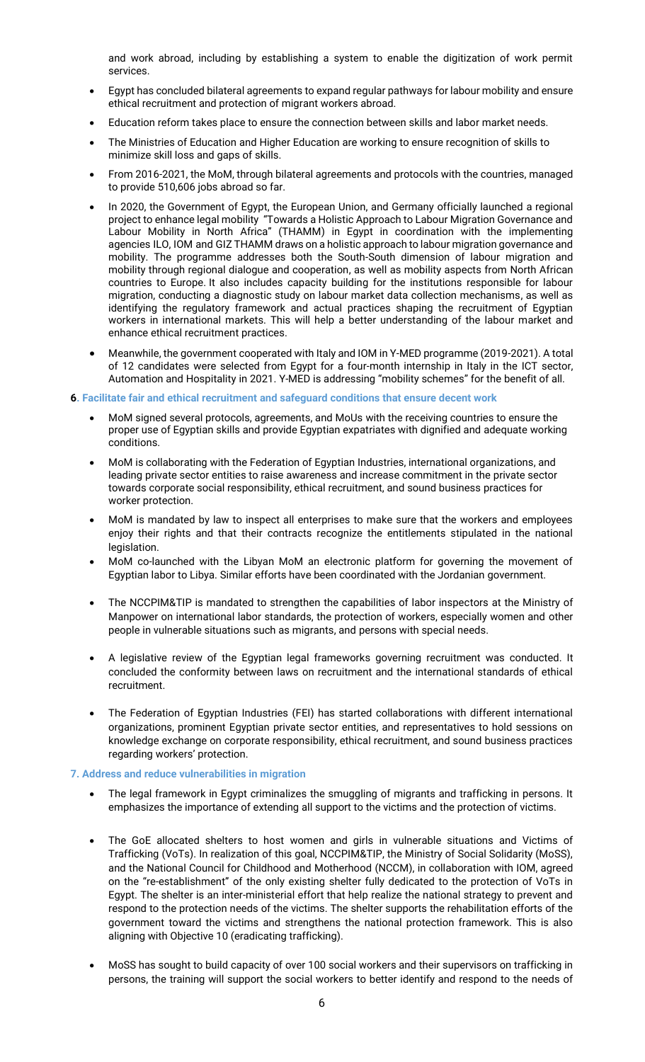and work abroad, including by establishing a system to enable the digitization of work permit services.

- Egypt has concluded bilateral agreements to expand regular pathways for labour mobility and ensure ethical recruitment and protection of migrant workers abroad.
- Education reform takes place to ensure the connection between skills and labor market needs.
- The Ministries of Education and Higher Education are working to ensure recognition of skills to minimize skill loss and gaps of skills.
- From 2016-2021, the MoM, through bilateral agreements and protocols with the countries, managed to provide 510,606 jobs abroad so far.
- In 2020, the Government of Egypt, the European Union, and Germany officially launched a regional project to enhance legal mobility "Towards a Holistic Approach to Labour Migration Governance and Labour Mobility in North Africa" (THAMM) in Egypt in coordination with the implementing agencies ILO, IOM and GIZ THAMM draws on a holistic approach to labour migration governance and mobility. The programme addresses both the South-South dimension of labour migration and mobility through regional dialogue and cooperation, as well as mobility aspects from North African countries to Europe. It also includes capacity building for the institutions responsible for labour migration, conducting a diagnostic study on labour market data collection mechanisms, as well as identifying the regulatory framework and actual practices shaping the recruitment of Egyptian workers in international markets. This will help a better understanding of the labour market and enhance ethical recruitment practices.
- Meanwhile, the government cooperated with Italy and IOM in Y-MED programme (2019-2021). A total of 12 candidates were selected from Egypt for a four-month internship in Italy in the ICT sector, Automation and Hospitality in 2021. Y-MED is addressing "mobility schemes" for the benefit of all.

**6. Facilitate fair and ethical recruitment and safeguard conditions that ensure decent work**

- MoM signed several protocols, agreements, and MoUs with the receiving countries to ensure the proper use of Egyptian skills and provide Egyptian expatriates with dignified and adequate working conditions.
- MoM is collaborating with the Federation of Egyptian Industries, international organizations, and leading private sector entities to raise awareness and increase commitment in the private sector towards corporate social responsibility, ethical recruitment, and sound business practices for worker protection.
- MoM is mandated by law to inspect all enterprises to make sure that the workers and employees enjoy their rights and that their contracts recognize the entitlements stipulated in the national legislation.
- MoM co-launched with the Libyan MoM an electronic platform for governing the movement of Egyptian labor to Libya. Similar efforts have been coordinated with the Jordanian government.
- The NCCPIM&TIP is mandated to strengthen the capabilities of labor inspectors at the Ministry of Manpower on international labor standards, the protection of workers, especially women and other people in vulnerable situations such as migrants, and persons with special needs.
- A legislative review of the Egyptian legal frameworks governing recruitment was conducted. It concluded the conformity between laws on recruitment and the international standards of ethical recruitment.
- The Federation of Egyptian Industries (FEI) has started collaborations with different international organizations, prominent Egyptian private sector entities, and representatives to hold sessions on knowledge exchange on corporate responsibility, ethical recruitment, and sound business practices regarding workers' protection.

**7. Address and reduce vulnerabilities in migration**

- The legal framework in Egypt criminalizes the smuggling of migrants and trafficking in persons. It emphasizes the importance of extending all support to the victims and the protection of victims.
- The GoE allocated shelters to host women and girls in vulnerable situations and Victims of Trafficking (VoTs). In realization of this goal, NCCPIM&TIP, the Ministry of Social Solidarity (MoSS), and the National Council for Childhood and Motherhood (NCCM), in collaboration with IOM, agreed on the "re-establishment" of the only existing shelter fully dedicated to the protection of VoTs in Egypt. The shelter is an inter-ministerial effort that help realize the national strategy to prevent and respond to the protection needs of the victims. The shelter supports the rehabilitation efforts of the government toward the victims and strengthens the national protection framework. This is also aligning with Objective 10 (eradicating trafficking).
- MoSS has sought to build capacity of over 100 social workers and their supervisors on trafficking in persons, the training will support the social workers to better identify and respond to the needs of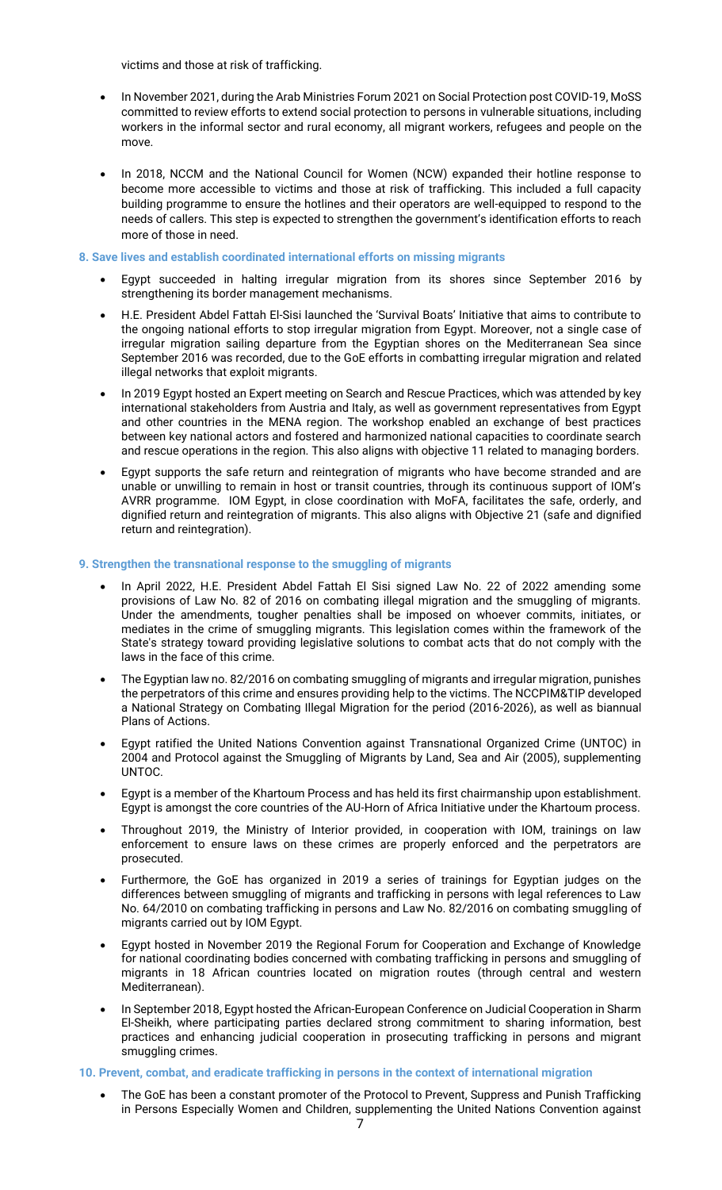victims and those at risk of trafficking.

- In November 2021, during the Arab Ministries Forum 2021 on Social Protection post COVID-19, MoSS committed to review efforts to extend social protection to persons in vulnerable situations, including workers in the informal sector and rural economy, all migrant workers, refugees and people on the move.

- In 2018, NCCM and the National Council for Women (NCW) expanded their hotline response to become more accessible to victims and those at risk of trafficking. This included a full capacity building programme to ensure the hotlines and their operators are well-equipped to respond to the needs of callers. This step is expected to strengthen the government's identification efforts to reach more of those in need.

#### 8. Save lives and establish coordinated international efforts on missing migrants

- Egypt succeeded in halting irregular migration from its shores since September 2016 by strengthening its border management mechanisms.

- H.E. President Abdel Fattah El-Sisi launched the 'Survival Boats' Initiative that aims to contribute to the ongoing national efforts to stop irregular migration from Egypt. Moreover, not a single case of irregular migration sailing departure from the Egyptian shores on the Mediterranean Sea since September 2016 was recorded, due to the GoE efforts in combatting irregular migration and related illegal networks that exploit migrants.

- In 2019 Egypt hosted an Expert meeting on Search and Rescue Practices, which was attended by key international stakeholders from Austria and Italy, as well as government representatives from Egypt and other countries in the MENA region. The workshop enabled an exchange of best practices between key national actors and fostered and harmonized national capacities to coordinate search and rescue operations in the region. This also aligns with objective 11 related to managing borders.

- Egypt supports the safe return and reintegration of migrants who have become stranded and are unable or unwilling to remain in host or transit countries, through its continuous support of IOM's AVRR programme. IOM Egypt, in close coordination with MoFA, facilitates the safe, orderly, and dignified return and reintegration of migrants. This also aligns with Objective 21 (safe and dignified return and reintegration).

#### 9. Strengthen the transnational response to the smuggling of migrants

- In April 2022, H.E. President Abdel Fattah El Sisi signed Law No. 22 of 2022 amending some provisions of Law No. 82 of 2016 on combating illegal migration and the smuggling of migrants. Under the amendments, tougher penalties shall be imposed on whoever commits, initiates, or mediates in the crime of smuggling migrants. This legislation comes within the framework of the State's strategy toward providing legislative solutions to combat acts that do not comply with the laws in the face of this crime.

- The Egyptian law no. 82/2016 on combating smuggling of migrants and irregular migration, punishes the perpetrators of this crime and ensures providing help to the victims. The NCCPIM&TIP developed a National Strategy on Combating Illegal Migration for the period (2016-2026), as well as biannual Plans of Actions.

- Egypt ratified the United Nations Convention against Transnational Organized Crime (UNTOC) in 2004 and Protocol against the Smuggling of Migrants by Land, Sea and Air (2005), supplementing UNTOC.

- Egypt is a member of the Khartoum Process and has held its first chairmanship upon establishment. Egypt is amongst the core countries of the AU-Horn of Africa Initiative under the Khartoum process.

- Throughout 2019, the Ministry of Interior provided, in cooperation with IOM, trainings on law enforcement to ensure laws on these crimes are properly enforced and the perpetrators are prosecuted.

- Furthermore, the GoE has organized in 2019 a series of trainings for Egyptian judges on the differences between smuggling of migrants and trafficking in persons with legal references to Law No. 64/2010 on combating trafficking in persons and Law No. 82/2016 on combating smuggling of migrants carried out by IOM Egypt.

- Egypt hosted in November 2019 the Regional Forum for Cooperation and Exchange of Knowledge for national coordinating bodies concerned with combating trafficking in persons and smuggling of migrants in 18 African countries located on migration routes (through central and western Mediterranean).

- In September 2018, Egypt hosted the African-European Conference on Judicial Cooperation in Sharm El-Sheikh, where participating parties declared strong commitment to sharing information, best practices and enhancing judicial cooperation in prosecuting trafficking in persons and migrant smuggling crimes.

#### 10. Prevent, combat, and eradicate trafficking in persons in the context of international migration

- The GoE has been a constant promoter of the Protocol to Prevent, Suppress and Punish Trafficking in Persons Especially Women and Children, supplementing the United Nations Convention against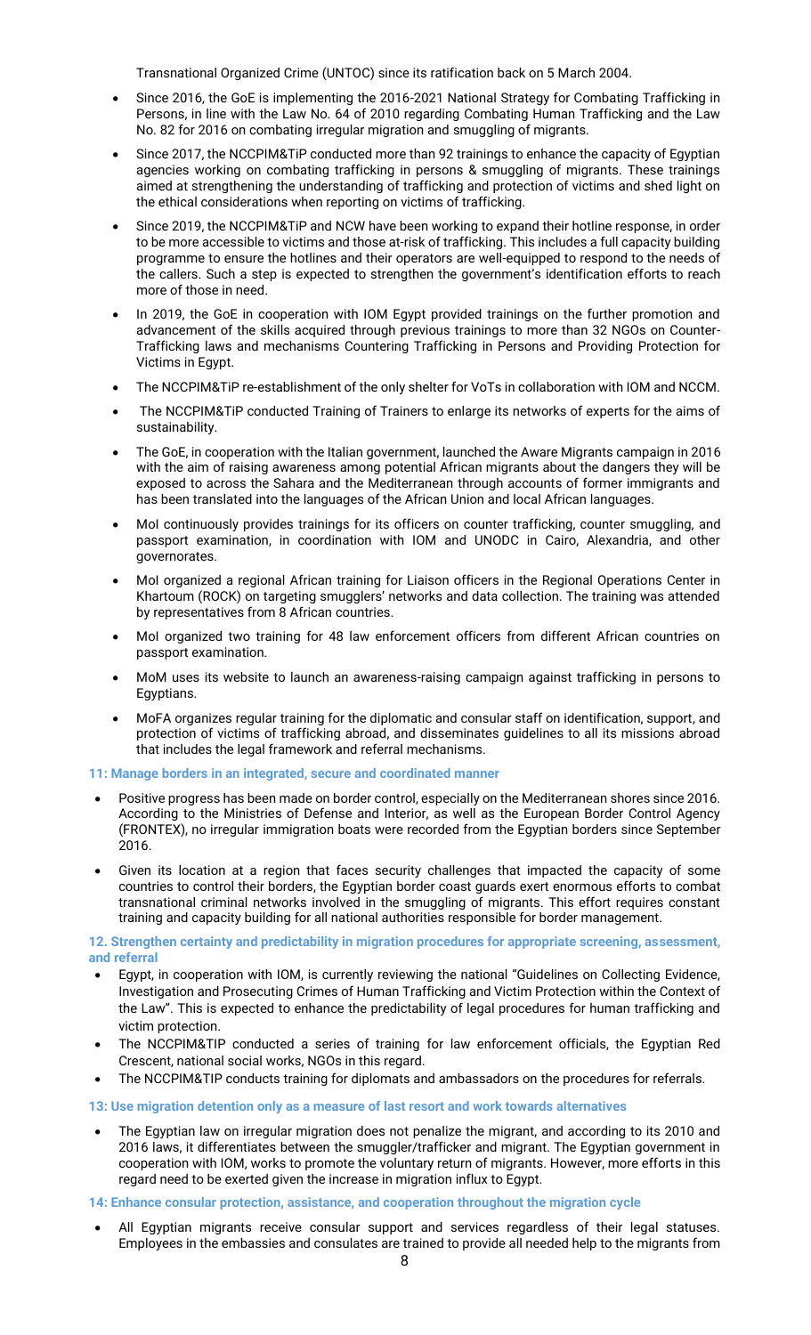Transnational Organized Crime (UNTOC) since its ratification back on 5 March 2004.

- Since 2016, the GoE is implementing the 2016-2021 National Strategy for Combating Trafficking in Persons, in line with the Law No. 64 of 2010 regarding Combating Human Trafficking and the Law No. 82 for 2016 on combating irregular migration and smuggling of migrants.
- Since 2017, the NCCPIM&TiP conducted more than 92 trainings to enhance the capacity of Egyptian agencies working on combating trafficking in persons & smuggling of migrants. These trainings aimed at strengthening the understanding of trafficking and protection of victims and shed light on the ethical considerations when reporting on victims of trafficking.
- Since 2019, the NCCPIM&TiP and NCW have been working to expand their hotline response, in order to be more accessible to victims and those at-risk of trafficking. This includes a full capacity building programme to ensure the hotlines and their operators are well-equipped to respond to the needs of the callers. Such a step is expected to strengthen the government's identification efforts to reach more of those in need.
- In 2019, the GoE in cooperation with IOM Egypt provided trainings on the further promotion and advancement of the skills acquired through previous trainings to more than 32 NGOs on Counter-Trafficking laws and mechanisms Countering Trafficking in Persons and Providing Protection for Victims in Egypt.
- The NCCPIM&TiP re-establishment of the only shelter for VoTs in collaboration with IOM and NCCM.
- The NCCPIM&TiP conducted Training of Trainers to enlarge its networks of experts for the aims of sustainability.
- The GoE, in cooperation with the Italian government, launched the Aware Migrants campaign in 2016 with the aim of raising awareness among potential African migrants about the dangers they will be exposed to across the Sahara and the Mediterranean through accounts of former immigrants and has been translated into the languages of the African Union and local African languages.
- MoI continuously provides trainings for its officers on counter trafficking, counter smuggling, and passport examination, in coordination with IOM and UNODC in Cairo, Alexandria, and other governorates.
- MoI organized a regional African training for Liaison officers in the Regional Operations Center in Khartoum (ROCK) on targeting smugglers' networks and data collection. The training was attended by representatives from 8 African countries.
- MoI organized two training for 48 law enforcement officers from different African countries on passport examination.
- MoM uses its website to launch an awareness-raising campaign against trafficking in persons to Egyptians.
- MoFA organizes regular training for the diplomatic and consular staff on identification, support, and protection of victims of trafficking abroad, and disseminates guidelines to all its missions abroad that includes the legal framework and referral mechanisms.

**11: Manage borders in an integrated, secure and coordinated manner**

- Positive progress has been made on border control, especially on the Mediterranean shores since 2016. According to the Ministries of Defense and Interior, as well as the European Border Control Agency (FRONTEX), no irregular immigration boats were recorded from the Egyptian borders since September 2016.
- Given its location at a region that faces security challenges that impacted the capacity of some countries to control their borders, the Egyptian border coast guards exert enormous efforts to combat transnational criminal networks involved in the smuggling of migrants. This effort requires constant training and capacity building for all national authorities responsible for border management.

**12. Strengthen certainty and predictability in migration procedures for appropriate screening, assessment, and referral**

- Egypt, in cooperation with IOM, is currently reviewing the national "Guidelines on Collecting Evidence, Investigation and Prosecuting Crimes of Human Trafficking and Victim Protection within the Context of the Law". This is expected to enhance the predictability of legal procedures for human trafficking and victim protection.
- The NCCPIM&TIP conducted a series of training for law enforcement officials, the Egyptian Red Crescent, national social works, NGOs in this regard.
- The NCCPIM&TIP conducts training for diplomats and ambassadors on the procedures for referrals.

**13: Use migration detention only as a measure of last resort and work towards alternatives**

- The Egyptian law on irregular migration does not penalize the migrant, and according to its 2010 and 2016 laws, it differentiates between the smuggler/trafficker and migrant. The Egyptian government in cooperation with IOM, works to promote the voluntary return of migrants. However, more efforts in this regard need to be exerted given the increase in migration influx to Egypt.

**14: Enhance consular protection, assistance, and cooperation throughout the migration cycle**

- All Egyptian migrants receive consular support and services regardless of their legal statuses. Employees in the embassies and consulates are trained to provide all needed help to the migrants from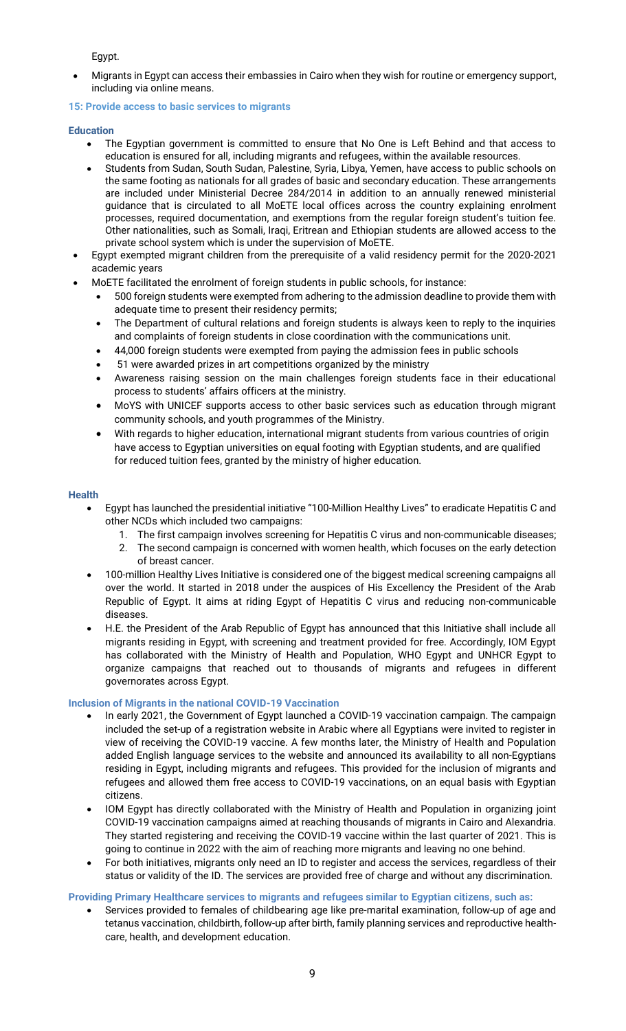Egypt.

- Migrants in Egypt can access their embassies in Cairo when they wish for routine or emergency support, including via online means.

#### 15: Provide access to basic services to migrants

##### Education

- The Egyptian government is committed to ensure that No One is Left Behind and that access to education is ensured for all, including migrants and refugees, within the available resources.
- Students from Sudan, South Sudan, Palestine, Syria, Libya, Yemen, have access to public schools on the same footing as nationals for all grades of basic and secondary education. These arrangements are included under Ministerial Decree 284/2014 in addition to an annually renewed ministerial guidance that is circulated to all MoETE local offices across the country explaining enrolment processes, required documentation, and exemptions from the regular foreign student's tuition fee. Other nationalities, such as Somali, Iraqi, Eritrean and Ethiopian students are allowed access to the private school system which is under the supervision of MoETE.
- Egypt exempted migrant children from the prerequisite of a valid residency permit for the 2020-2021 academic years
- MoETE facilitated the enrolment of foreign students in public schools, for instance:
  - 500 foreign students were exempted from adhering to the admission deadline to provide them with adequate time to present their residency permits;
  - The Department of cultural relations and foreign students is always keen to reply to the inquiries and complaints of foreign students in close coordination with the communications unit.
  - 44,000 foreign students were exempted from paying the admission fees in public schools
  - 51 were awarded prizes in art competitions organized by the ministry
  - Awareness raising session on the main challenges foreign students face in their educational process to students' affairs officers at the ministry.
  - MoYS with UNICEF supports access to other basic services such as education through migrant community schools, and youth programmes of the Ministry.
  - With regards to higher education, international migrant students from various countries of origin have access to Egyptian universities on equal footing with Egyptian students, and are qualified for reduced tuition fees, granted by the ministry of higher education.

##### Health

- Egypt has launched the presidential initiative "100-Million Healthy Lives" to eradicate Hepatitis C and other NCDs which included two campaigns:
  1. The first campaign involves screening for Hepatitis C virus and non-communicable diseases;
  2. The second campaign is concerned with women health, which focuses on the early detection of breast cancer.
- 100-million Healthy Lives Initiative is considered one of the biggest medical screening campaigns all over the world. It started in 2018 under the auspices of His Excellency the President of the Arab Republic of Egypt. It aims at riding Egypt of Hepatitis C virus and reducing non-communicable diseases.
- H.E. the President of the Arab Republic of Egypt has announced that this Initiative shall include all migrants residing in Egypt, with screening and treatment provided for free. Accordingly, IOM Egypt has collaborated with the Ministry of Health and Population, WHO Egypt and UNHCR Egypt to organize campaigns that reached out to thousands of migrants and refugees in different governorates across Egypt.

##### Inclusion of Migrants in the national COVID-19 Vaccination

- In early 2021, the Government of Egypt launched a COVID-19 vaccination campaign. The campaign included the set-up of a registration website in Arabic where all Egyptians were invited to register in view of receiving the COVID-19 vaccine. A few months later, the Ministry of Health and Population added English language services to the website and announced its availability to all non-Egyptians residing in Egypt, including migrants and refugees. This provided for the inclusion of migrants and refugees and allowed them free access to COVID-19 vaccinations, on an equal basis with Egyptian citizens.
- IOM Egypt has directly collaborated with the Ministry of Health and Population in organizing joint COVID-19 vaccination campaigns aimed at reaching thousands of migrants in Cairo and Alexandria. They started registering and receiving the COVID-19 vaccine within the last quarter of 2021. This is going to continue in 2022 with the aim of reaching more migrants and leaving no one behind.
- For both initiatives, migrants only need an ID to register and access the services, regardless of their status or validity of the ID. The services are provided free of charge and without any discrimination.

##### Providing Primary Healthcare services to migrants and refugees similar to Egyptian citizens, such as:

- Services provided to females of childbearing age like pre-marital examination, follow-up of age and tetanus vaccination, childbirth, follow-up after birth, family planning services and reproductive health-care, health, and development education.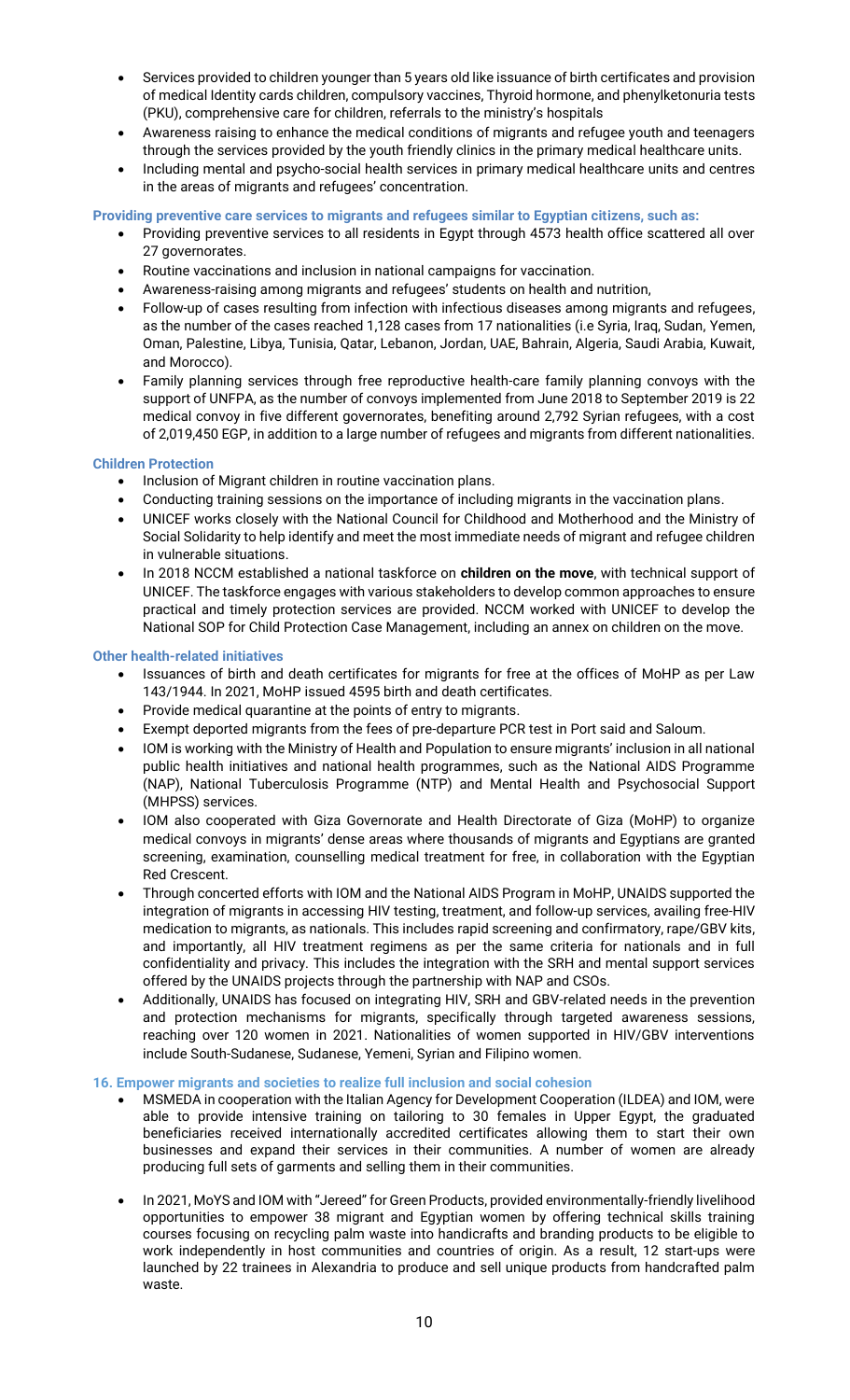- Services provided to children younger than 5 years old like issuance of birth certificates and provision of medical Identity cards children, compulsory vaccines, Thyroid hormone, and phenylketonuria tests (PKU), comprehensive care for children, referrals to the ministry's hospitals
- Awareness raising to enhance the medical conditions of migrants and refugee youth and teenagers through the services provided by the youth friendly clinics in the primary medical healthcare units.
- Including mental and psycho-social health services in primary medical healthcare units and centres in the areas of migrants and refugees' concentration.

**Providing preventive care services to migrants and refugees similar to Egyptian citizens, such as:**

- Providing preventive services to all residents in Egypt through 4573 health office scattered all over 27 governorates.
- Routine vaccinations and inclusion in national campaigns for vaccination.
- Awareness-raising among migrants and refugees' students on health and nutrition,
- Follow-up of cases resulting from infection with infectious diseases among migrants and refugees, as the number of the cases reached 1,128 cases from 17 nationalities (i.e Syria, Iraq, Sudan, Yemen, Oman, Palestine, Libya, Tunisia, Qatar, Lebanon, Jordan, UAE, Bahrain, Algeria, Saudi Arabia, Kuwait, and Morocco).
- Family planning services through free reproductive health-care family planning convoys with the support of UNFPA, as the number of convoys implemented from June 2018 to September 2019 is 22 medical convoy in five different governorates, benefiting around 2,792 Syrian refugees, with a cost of 2,019,450 EGP, in addition to a large number of refugees and migrants from different nationalities.

**Children Protection**

- Inclusion of Migrant children in routine vaccination plans.
- Conducting training sessions on the importance of including migrants in the vaccination plans.
- UNICEF works closely with the National Council for Childhood and Motherhood and the Ministry of Social Solidarity to help identify and meet the most immediate needs of migrant and refugee children in vulnerable situations.
- In 2018 NCCM established a national taskforce on **children on the move**, with technical support of UNICEF. The taskforce engages with various stakeholders to develop common approaches to ensure practical and timely protection services are provided. NCCM worked with UNICEF to develop the National SOP for Child Protection Case Management, including an annex on children on the move.

**Other health-related initiatives**

- Issuances of birth and death certificates for migrants for free at the offices of MoHP as per Law 143/1944. In 2021, MoHP issued 4595 birth and death certificates.
- Provide medical quarantine at the points of entry to migrants.
- Exempt deported migrants from the fees of pre-departure PCR test in Port said and Saloum.
- IOM is working with the Ministry of Health and Population to ensure migrants' inclusion in all national public health initiatives and national health programmes, such as the National AIDS Programme (NAP), National Tuberculosis Programme (NTP) and Mental Health and Psychosocial Support (MHPSS) services.
- IOM also cooperated with Giza Governorate and Health Directorate of Giza (MoHP) to organize medical convoys in migrants' dense areas where thousands of migrants and Egyptians are granted screening, examination, counselling medical treatment for free, in collaboration with the Egyptian Red Crescent.
- Through concerted efforts with IOM and the National AIDS Program in MoHP, UNAIDS supported the integration of migrants in accessing HIV testing, treatment, and follow-up services, availing free-HIV medication to migrants, as nationals. This includes rapid screening and confirmatory, rape/GBV kits, and importantly, all HIV treatment regimens as per the same criteria for nationals and in full confidentiality and privacy. This includes the integration with the SRH and mental support services offered by the UNAIDS projects through the partnership with NAP and CSOs.
- Additionally, UNAIDS has focused on integrating HIV, SRH and GBV-related needs in the prevention and protection mechanisms for migrants, specifically through targeted awareness sessions, reaching over 120 women in 2021. Nationalities of women supported in HIV/GBV interventions include South-Sudanese, Sudanese, Yemeni, Syrian and Filipino women.

**16. Empower migrants and societies to realize full inclusion and social cohesion**

- MSMEDA in cooperation with the Italian Agency for Development Cooperation (ILDEA) and IOM, were able to provide intensive training on tailoring to 30 females in Upper Egypt, the graduated beneficiaries received internationally accredited certificates allowing them to start their own businesses and expand their services in their communities. A number of women are already producing full sets of garments and selling them in their communities.

- In 2021, MoYS and IOM with "Jereed" for Green Products, provided environmentally-friendly livelihood opportunities to empower 38 migrant and Egyptian women by offering technical skills training courses focusing on recycling palm waste into handicrafts and branding products to be eligible to work independently in host communities and countries of origin. As a result, 12 start-ups were launched by 22 trainees in Alexandria to produce and sell unique products from handcrafted palm waste.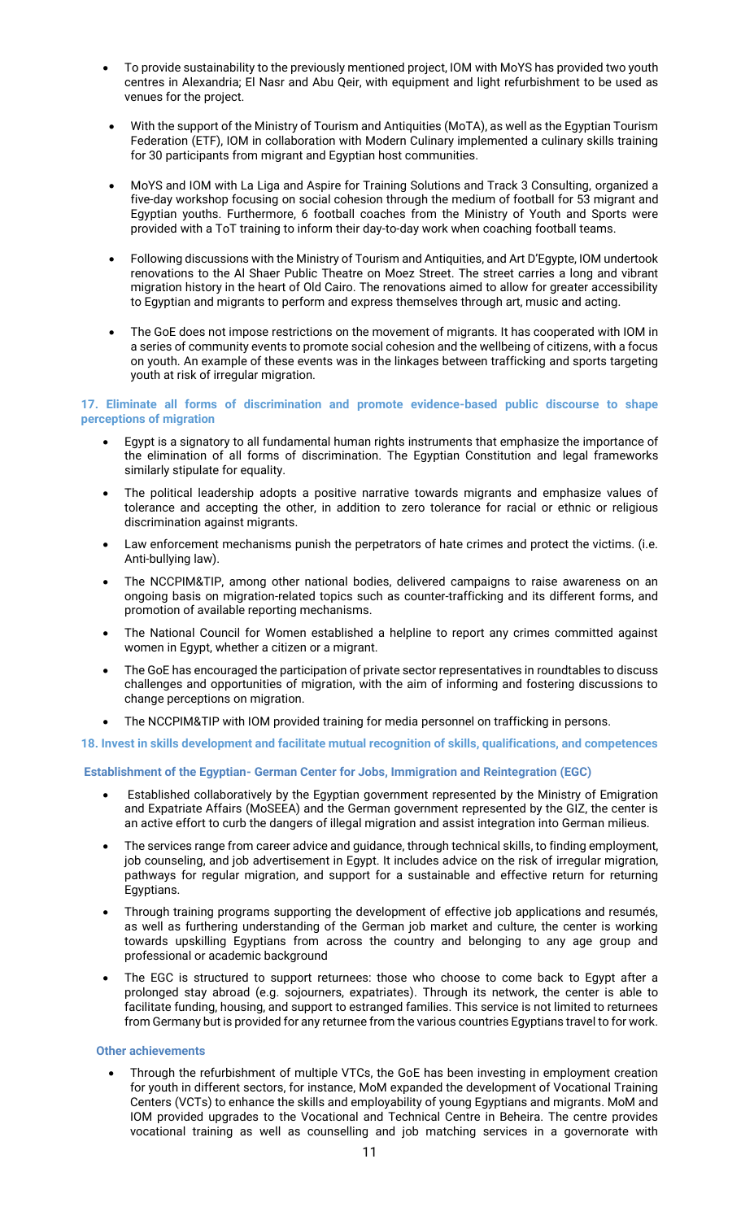- To provide sustainability to the previously mentioned project, IOM with MoYS has provided two youth centres in Alexandria; El Nasr and Abu Qeir, with equipment and light refurbishment to be used as venues for the project.
- With the support of the Ministry of Tourism and Antiquities (MoTA), as well as the Egyptian Tourism Federation (ETF), IOM in collaboration with Modern Culinary implemented a culinary skills training for 30 participants from migrant and Egyptian host communities.
- MoYS and IOM with La Liga and Aspire for Training Solutions and Track 3 Consulting, organized a five-day workshop focusing on social cohesion through the medium of football for 53 migrant and Egyptian youths. Furthermore, 6 football coaches from the Ministry of Youth and Sports were provided with a ToT training to inform their day-to-day work when coaching football teams.
- Following discussions with the Ministry of Tourism and Antiquities, and Art D'Egypte, IOM undertook renovations to the Al Shaer Public Theatre on Moez Street. The street carries a long and vibrant migration history in the heart of Old Cairo. The renovations aimed to allow for greater accessibility to Egyptian and migrants to perform and express themselves through art, music and acting.
- The GoE does not impose restrictions on the movement of migrants. It has cooperated with IOM in a series of community events to promote social cohesion and the wellbeing of citizens, with a focus on youth. An example of these events was in the linkages between trafficking and sports targeting youth at risk of irregular migration.

**17. Eliminate all forms of discrimination and promote evidence-based public discourse to shape perceptions of migration**

- Egypt is a signatory to all fundamental human rights instruments that emphasize the importance of the elimination of all forms of discrimination. The Egyptian Constitution and legal frameworks similarly stipulate for equality.
- The political leadership adopts a positive narrative towards migrants and emphasize values of tolerance and accepting the other, in addition to zero tolerance for racial or ethnic or religious discrimination against migrants.
- Law enforcement mechanisms punish the perpetrators of hate crimes and protect the victims. (i.e. Anti-bullying law).
- The NCCPIM&TIP, among other national bodies, delivered campaigns to raise awareness on an ongoing basis on migration-related topics such as counter-trafficking and its different forms, and promotion of available reporting mechanisms.
- The National Council for Women established a helpline to report any crimes committed against women in Egypt, whether a citizen or a migrant.
- The GoE has encouraged the participation of private sector representatives in roundtables to discuss challenges and opportunities of migration, with the aim of informing and fostering discussions to change perceptions on migration.
- The NCCPIM&TIP with IOM provided training for media personnel on trafficking in persons.

**18. Invest in skills development and facilitate mutual recognition of skills, qualifications, and competences**

**Establishment of the Egyptian- German Center for Jobs, Immigration and Reintegration (EGC)**

- Established collaboratively by the Egyptian government represented by the Ministry of Emigration and Expatriate Affairs (MoSEEA) and the German government represented by the GIZ, the center is an active effort to curb the dangers of illegal migration and assist integration into German milieus.
- The services range from career advice and guidance, through technical skills, to finding employment, job counseling, and job advertisement in Egypt. It includes advice on the risk of irregular migration, pathways for regular migration, and support for a sustainable and effective return for returning Egyptians.
- Through training programs supporting the development of effective job applications and resumés, as well as furthering understanding of the German job market and culture, the center is working towards upskilling Egyptians from across the country and belonging to any age group and professional or academic background
- The EGC is structured to support returnees: those who choose to come back to Egypt after a prolonged stay abroad (e.g. sojourners, expatriates). Through its network, the center is able to facilitate funding, housing, and support to estranged families. This service is not limited to returnees from Germany but is provided for any returnee from the various countries Egyptians travel to for work.

**Other achievements**

- Through the refurbishment of multiple VTCs, the GoE has been investing in employment creation for youth in different sectors, for instance, MoM expanded the development of Vocational Training Centers (VCTs) to enhance the skills and employability of young Egyptians and migrants. MoM and IOM provided upgrades to the Vocational and Technical Centre in Beheira. The centre provides vocational training as well as counselling and job matching services in a governorate with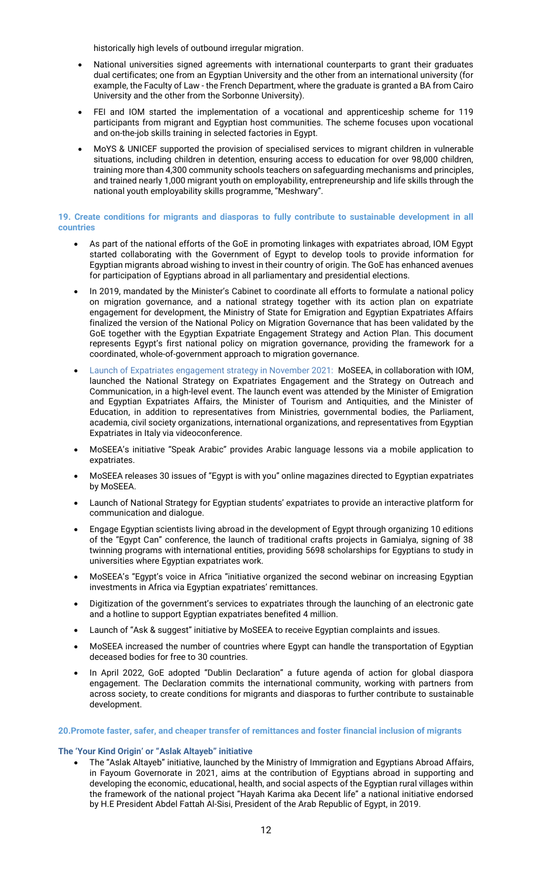historically high levels of outbound irregular migration.

- National universities signed agreements with international counterparts to grant their graduates dual certificates; one from an Egyptian University and the other from an international university (for example, the Faculty of Law - the French Department, where the graduate is granted a BA from Cairo University and the other from the Sorbonne University).
- FEI and IOM started the implementation of a vocational and apprenticeship scheme for 119 participants from migrant and Egyptian host communities. The scheme focuses upon vocational and on-the-job skills training in selected factories in Egypt.
- MoYS & UNICEF supported the provision of specialised services to migrant children in vulnerable situations, including children in detention, ensuring access to education for over 98,000 children, training more than 4,300 community schools teachers on safeguarding mechanisms and principles, and trained nearly 1,000 migrant youth on employability, entrepreneurship and life skills through the national youth employability skills programme, "Meshwary".

### 19. Create conditions for migrants and diasporas to fully contribute to sustainable development in all countries

- As part of the national efforts of the GoE in promoting linkages with expatriates abroad, IOM Egypt started collaborating with the Government of Egypt to develop tools to provide information for Egyptian migrants abroad wishing to invest in their country of origin. The GoE has enhanced avenues for participation of Egyptians abroad in all parliamentary and presidential elections.
- In 2019, mandated by the Minister's Cabinet to coordinate all efforts to formulate a national policy on migration governance, and a national strategy together with its action plan on expatriate engagement for development, the Ministry of State for Emigration and Egyptian Expatriates Affairs finalized the version of the National Policy on Migration Governance that has been validated by the GoE together with the Egyptian Expatriate Engagement Strategy and Action Plan. This document represents Egypt's first national policy on migration governance, providing the framework for a coordinated, whole-of-government approach to migration governance.
- Launch of Expatriates engagement strategy in November 2021: MoSEEA, in collaboration with IOM, launched the National Strategy on Expatriates Engagement and the Strategy on Outreach and Communication, in a high-level event. The launch event was attended by the Minister of Emigration and Egyptian Expatriates Affairs, the Minister of Tourism and Antiquities, and the Minister of Education, in addition to representatives from Ministries, governmental bodies, the Parliament, academia, civil society organizations, international organizations, and representatives from Egyptian Expatriates in Italy via videoconference.
- MoSEEA's initiative "Speak Arabic" provides Arabic language lessons via a mobile application to expatriates.
- MoSEEA releases 30 issues of "Egypt is with you" online magazines directed to Egyptian expatriates by MoSEEA.
- Launch of National Strategy for Egyptian students' expatriates to provide an interactive platform for communication and dialogue.
- Engage Egyptian scientists living abroad in the development of Egypt through organizing 10 editions of the "Egypt Can" conference, the launch of traditional crafts projects in Gamialya, signing of 38 twinning programs with international entities, providing 5698 scholarships for Egyptians to study in universities where Egyptian expatriates work.
- MoSEEA's "Egypt's voice in Africa "initiative organized the second webinar on increasing Egyptian investments in Africa via Egyptian expatriates' remittances.
- Digitization of the government's services to expatriates through the launching of an electronic gate and a hotline to support Egyptian expatriates benefited 4 million.
- Launch of "Ask & suggest" initiative by MoSEEA to receive Egyptian complaints and issues.
- MoSEEA increased the number of countries where Egypt can handle the transportation of Egyptian deceased bodies for free to 30 countries.
- In April 2022, GoE adopted "Dublin Declaration" a future agenda of action for global diaspora engagement. The Declaration commits the international community, working with partners from across society, to create conditions for migrants and diasporas to further contribute to sustainable development.

### 20.Promote faster, safer, and cheaper transfer of remittances and foster financial inclusion of migrants

#### The 'Your Kind Origin' or "Aslak Altayeb" initiative

- The "Aslak Altayeb" initiative, launched by the Ministry of Immigration and Egyptians Abroad Affairs, in Fayoum Governorate in 2021, aims at the contribution of Egyptians abroad in supporting and developing the economic, educational, health, and social aspects of the Egyptian rural villages within the framework of the national project "Hayah Karima aka Decent life" a national initiative endorsed by H.E President Abdel Fattah Al-Sisi, President of the Arab Republic of Egypt, in 2019.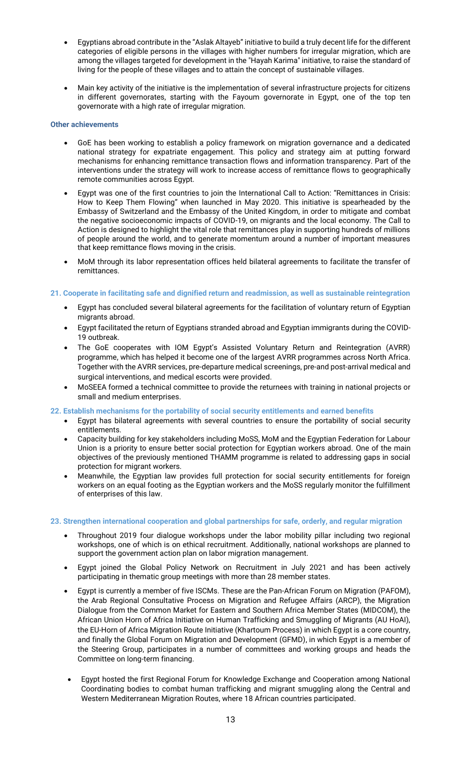- Egyptians abroad contribute in the "Aslak Altayeb" initiative to build a truly decent life for the different categories of eligible persons in the villages with higher numbers for irregular migration, which are among the villages targeted for development in the "Hayah Karima" initiative, to raise the standard of living for the people of these villages and to attain the concept of sustainable villages.
- Main key activity of the initiative is the implementation of several infrastructure projects for citizens in different governorates, starting with the Fayoum governorate in Egypt, one of the top ten governorate with a high rate of irregular migration.

#### Other achievements

- GoE has been working to establish a policy framework on migration governance and a dedicated national strategy for expatriate engagement. This policy and strategy aim at putting forward mechanisms for enhancing remittance transaction flows and information transparency. Part of the interventions under the strategy will work to increase access of remittance flows to geographically remote communities across Egypt.
- Egypt was one of the first countries to join the International Call to Action: "Remittances in Crisis: How to Keep Them Flowing" when launched in May 2020. This initiative is spearheaded by the Embassy of Switzerland and the Embassy of the United Kingdom, in order to mitigate and combat the negative socioeconomic impacts of COVID-19, on migrants and the local economy. The Call to Action is designed to highlight the vital role that remittances play in supporting hundreds of millions of people around the world, and to generate momentum around a number of important measures that keep remittance flows moving in the crisis.
- MoM through its labor representation offices held bilateral agreements to facilitate the transfer of remittances.

#### 21. Cooperate in facilitating safe and dignified return and readmission, as well as sustainable reintegration

- Egypt has concluded several bilateral agreements for the facilitation of voluntary return of Egyptian migrants abroad.
- Egypt facilitated the return of Egyptians stranded abroad and Egyptian immigrants during the COVID-19 outbreak.
- The GoE cooperates with IOM Egypt's Assisted Voluntary Return and Reintegration (AVRR) programme, which has helped it become one of the largest AVRR programmes across North Africa. Together with the AVRR services, pre-departure medical screenings, pre-and post-arrival medical and surgical interventions, and medical escorts were provided.
- MoSEEA formed a technical committee to provide the returnees with training in national projects or small and medium enterprises.

#### 22. Establish mechanisms for the portability of social security entitlements and earned benefits

- Egypt has bilateral agreements with several countries to ensure the portability of social security entitlements.
- Capacity building for key stakeholders including MoSS, MoM and the Egyptian Federation for Labour Union is a priority to ensure better social protection for Egyptian workers abroad. One of the main objectives of the previously mentioned THAMM programme is related to addressing gaps in social protection for migrant workers.
- Meanwhile, the Egyptian law provides full protection for social security entitlements for foreign workers on an equal footing as the Egyptian workers and the MoSS regularly monitor the fulfillment of enterprises of this law.

#### 23. Strengthen international cooperation and global partnerships for safe, orderly, and regular migration

- Throughout 2019 four dialogue workshops under the labor mobility pillar including two regional workshops, one of which is on ethical recruitment. Additionally, national workshops are planned to support the government action plan on labor migration management.
- Egypt joined the Global Policy Network on Recruitment in July 2021 and has been actively participating in thematic group meetings with more than 28 member states.
- Egypt is currently a member of five ISCMs. These are the Pan-African Forum on Migration (PAFOM), the Arab Regional Consultative Process on Migration and Refugee Affairs (ARCP), the Migration Dialogue from the Common Market for Eastern and Southern Africa Member States (MIDCOM), the African Union Horn of Africa Initiative on Human Trafficking and Smuggling of Migrants (AU HoAI), the EU-Horn of Africa Migration Route Initiative (Khartoum Process) in which Egypt is a core country, and finally the Global Forum on Migration and Development (GFMD), in which Egypt is a member of the Steering Group, participates in a number of committees and working groups and heads the Committee on long-term financing.
- Egypt hosted the first Regional Forum for Knowledge Exchange and Cooperation among National Coordinating bodies to combat human trafficking and migrant smuggling along the Central and Western Mediterranean Migration Routes, where 18 African countries participated.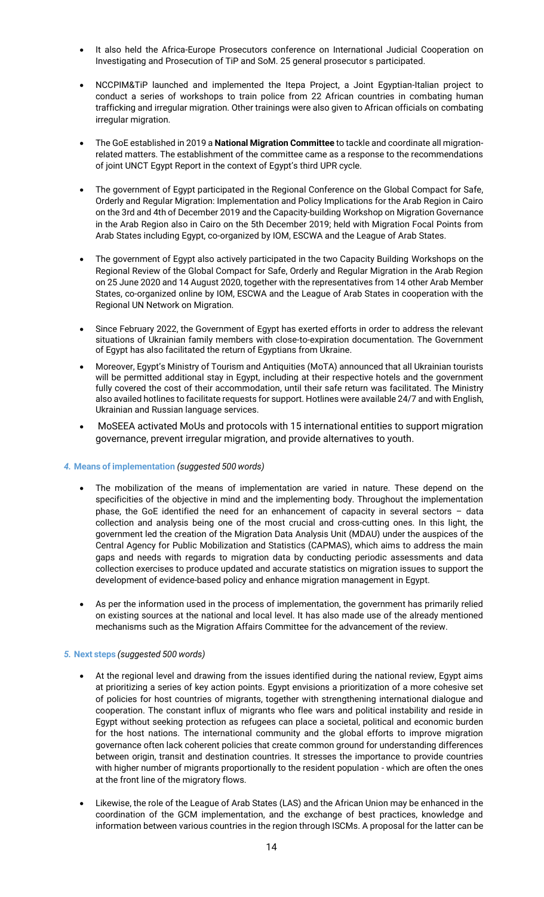- It also held the Africa-Europe Prosecutors conference on International Judicial Cooperation on Investigating and Prosecution of TiP and SoM. 25 general prosecutor s participated.

- NCCPIM&TiP launched and implemented the Itepa Project, a Joint Egyptian-Italian project to conduct a series of workshops to train police from 22 African countries in combating human trafficking and irregular migration. Other trainings were also given to African officials on combating irregular migration.

- The GoE established in 2019 a **National Migration Committee** to tackle and coordinate all migration-related matters. The establishment of the committee came as a response to the recommendations of joint UNCT Egypt Report in the context of Egypt's third UPR cycle.

- The government of Egypt participated in the Regional Conference on the Global Compact for Safe, Orderly and Regular Migration: Implementation and Policy Implications for the Arab Region in Cairo on the 3rd and 4th of December 2019 and the Capacity-building Workshop on Migration Governance in the Arab Region also in Cairo on the 5th December 2019; held with Migration Focal Points from Arab States including Egypt, co-organized by IOM, ESCWA and the League of Arab States.

- The government of Egypt also actively participated in the two Capacity Building Workshops on the Regional Review of the Global Compact for Safe, Orderly and Regular Migration in the Arab Region on 25 June 2020 and 14 August 2020, together with the representatives from 14 other Arab Member States, co-organized online by IOM, ESCWA and the League of Arab States in cooperation with the Regional UN Network on Migration.

- Since February 2022, the Government of Egypt has exerted efforts in order to address the relevant situations of Ukrainian family members with close-to-expiration documentation. The Government of Egypt has also facilitated the return of Egyptians from Ukraine.

- Moreover, Egypt's Ministry of Tourism and Antiquities (MoTA) announced that all Ukrainian tourists will be permitted additional stay in Egypt, including at their respective hotels and the government fully covered the cost of their accommodation, until their safe return was facilitated. The Ministry also availed hotlines to facilitate requests for support. Hotlines were available 24/7 and with English, Ukrainian and Russian language services.

- MoSEEA activated MoUs and protocols with 15 international entities to support migration governance, prevent irregular migration, and provide alternatives to youth.

### *4.* Means of implementation *(suggested 500 words)*

- The mobilization of the means of implementation are varied in nature. These depend on the specificities of the objective in mind and the implementing body. Throughout the implementation phase, the GoE identified the need for an enhancement of capacity in several sectors – data collection and analysis being one of the most crucial and cross-cutting ones. In this light, the government led the creation of the Migration Data Analysis Unit (MDAU) under the auspices of the Central Agency for Public Mobilization and Statistics (CAPMAS), which aims to address the main gaps and needs with regards to migration data by conducting periodic assessments and data collection exercises to produce updated and accurate statistics on migration issues to support the development of evidence-based policy and enhance migration management in Egypt.

- As per the information used in the process of implementation, the government has primarily relied on existing sources at the national and local level. It has also made use of the already mentioned mechanisms such as the Migration Affairs Committee for the advancement of the review.

### *5.* Next steps *(suggested 500 words)*

- At the regional level and drawing from the issues identified during the national review, Egypt aims at prioritizing a series of key action points. Egypt envisions a prioritization of a more cohesive set of policies for host countries of migrants, together with strengthening international dialogue and cooperation. The constant influx of migrants who flee wars and political instability and reside in Egypt without seeking protection as refugees can place a societal, political and economic burden for the host nations. The international community and the global efforts to improve migration governance often lack coherent policies that create common ground for understanding differences between origin, transit and destination countries. It stresses the importance to provide countries with higher number of migrants proportionally to the resident population - which are often the ones at the front line of the migratory flows.

- Likewise, the role of the League of Arab States (LAS) and the African Union may be enhanced in the coordination of the GCM implementation, and the exchange of best practices, knowledge and information between various countries in the region through ISCMs. A proposal for the latter can be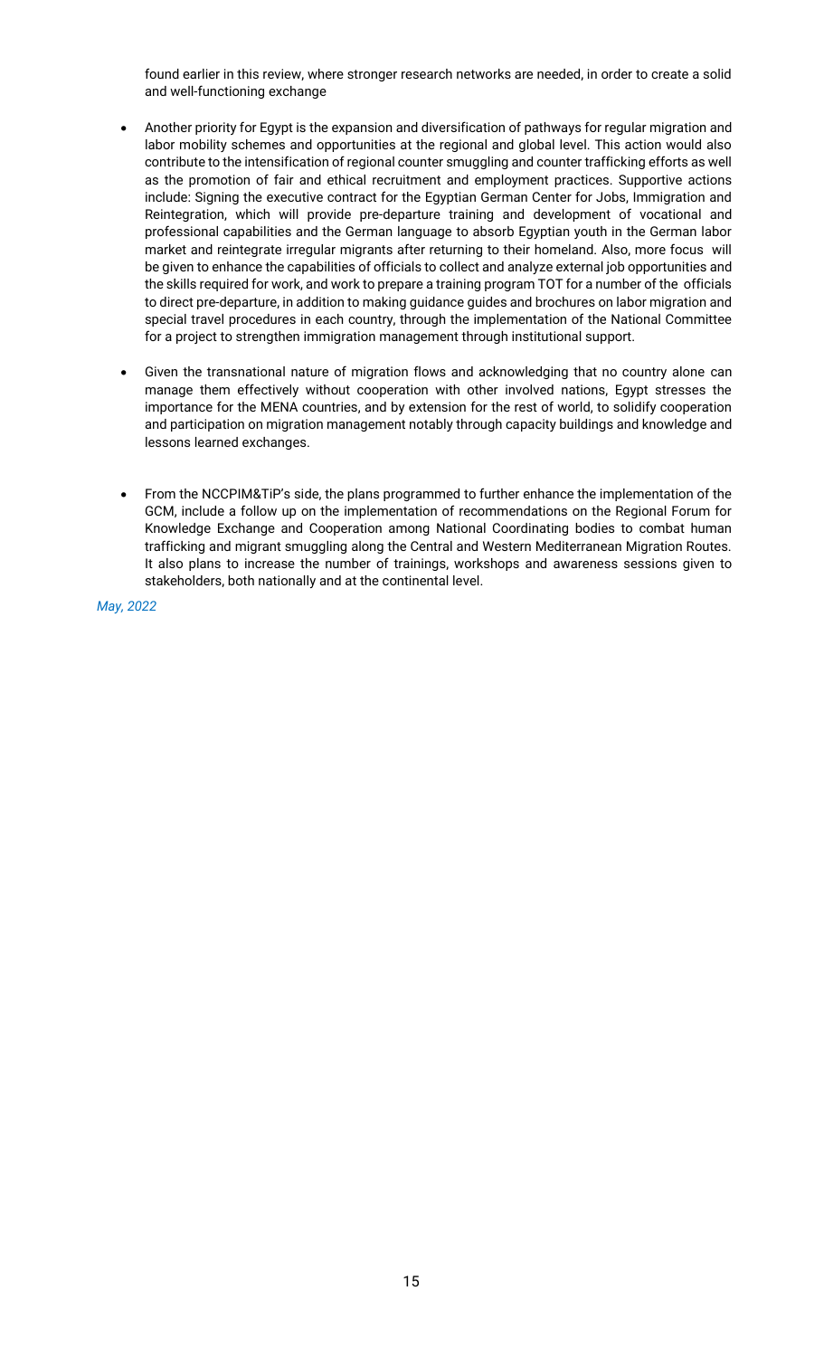found earlier in this review, where stronger research networks are needed, in order to create a solid and well-functioning exchange

- Another priority for Egypt is the expansion and diversification of pathways for regular migration and labor mobility schemes and opportunities at the regional and global level. This action would also contribute to the intensification of regional counter smuggling and counter trafficking efforts as well as the promotion of fair and ethical recruitment and employment practices. Supportive actions include: Signing the executive contract for the Egyptian German Center for Jobs, Immigration and Reintegration, which will provide pre-departure training and development of vocational and professional capabilities and the German language to absorb Egyptian youth in the German labor market and reintegrate irregular migrants after returning to their homeland. Also, more focus will be given to enhance the capabilities of officials to collect and analyze external job opportunities and the skills required for work, and work to prepare a training program TOT for a number of the officials to direct pre-departure, in addition to making guidance guides and brochures on labor migration and special travel procedures in each country, through the implementation of the National Committee for a project to strengthen immigration management through institutional support.

- Given the transnational nature of migration flows and acknowledging that no country alone can manage them effectively without cooperation with other involved nations, Egypt stresses the importance for the MENA countries, and by extension for the rest of world, to solidify cooperation and participation on migration management notably through capacity buildings and knowledge and lessons learned exchanges.

- From the NCCPIM&TiP's side, the plans programmed to further enhance the implementation of the GCM, include a follow up on the implementation of recommendations on the Regional Forum for Knowledge Exchange and Cooperation among National Coordinating bodies to combat human trafficking and migrant smuggling along the Central and Western Mediterranean Migration Routes. It also plans to increase the number of trainings, workshops and awareness sessions given to stakeholders, both nationally and at the continental level.

*May, 2022*